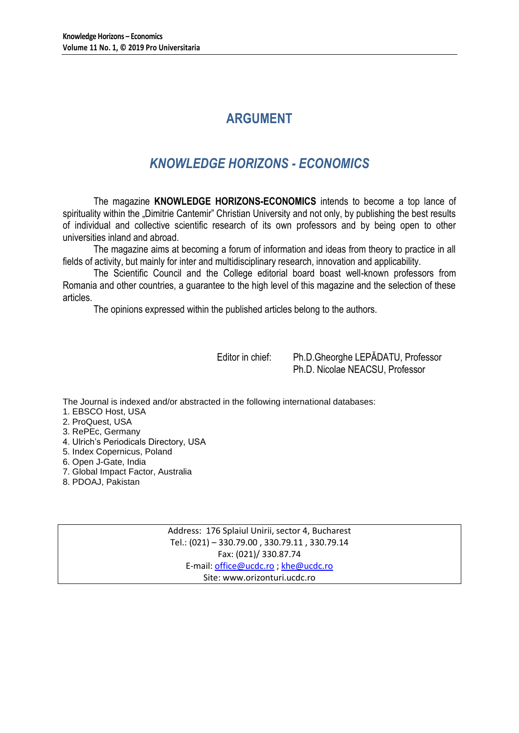# ARGUMENT

## *KNOWLEDGE HORIZONS - ECONOMICS*

The magazine **KNOWLEDGE HORIZONS-ECONOMICS** intends to become a top lance of spirituality within the „Dimitrie Cantemir" Christian University and not only, by publishing the best results of individual and collective scientific research of its own professors and by being open to other universities inland and abroad.

The magazine aims at becoming a forum of information and ideas from theory to practice in all fields of activity, but mainly for inter and multidisciplinary research, innovation and applicability.

The Scientific Council and the College editorial board boast well-known professors from Romania and other countries, a guarantee to the high level of this magazine and the selection of these articles.

The opinions expressed within the published articles belong to the authors.

Editor in chief: Ph.D.Gheorghe LEPĂDATU, Professor
Ph.D. Nicolae NEACSU, Professor

The Journal is indexed and/or abstracted in the following international databases:

1. EBSCO Host, USA
2. ProQuest, USA
3. RePEc, Germany
4. Ulrich's Periodicals Directory, USA
5. Index Copernicus, Poland
6. Open J-Gate, India
7. Global Impact Factor, Australia
8. PDOAJ, Pakistan

Address: 176 Splaiul Unirii, sector 4, Bucharest
Tel.: (021) – 330.79.00 , 330.79.11 , 330.79.14
Fax: (021)/ 330.87.74
E-mail: office@ucdc.ro ; khe@ucdc.ro
Site: www.orizonturi.ucdc.ro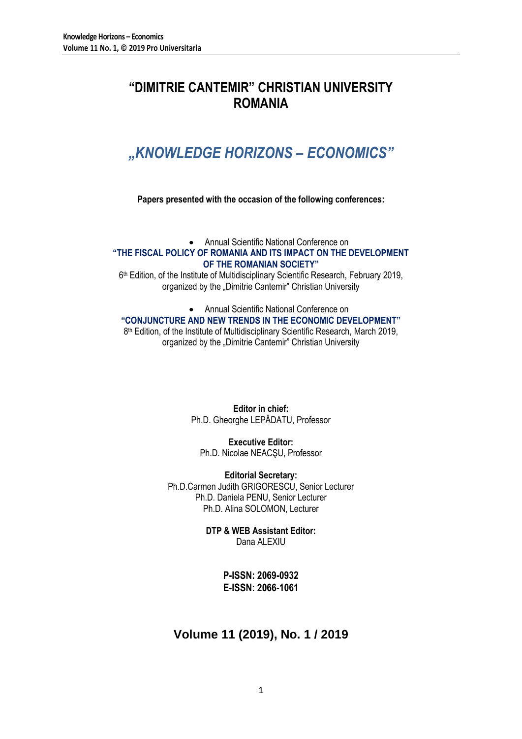# "DIMITRIE CANTEMIR" CHRISTIAN UNIVERSITY ROMANIA

## *„KNOWLEDGE HORIZONS – ECONOMICS"*

**Papers presented with the occasion of the following conferences:**

- Annual Scientific National Conference on

**"THE FISCAL POLICY OF ROMANIA AND ITS IMPACT ON THE DEVELOPMENT OF THE ROMANIAN SOCIETY"**

6th Edition, of the Institute of Multidisciplinary Scientific Research, February 2019, organized by the „Dimitrie Cantemir" Christian University

- Annual Scientific National Conference on

**"CONJUNCTURE AND NEW TRENDS IN THE ECONOMIC DEVELOPMENT"**

8th Edition, of the Institute of Multidisciplinary Scientific Research, March 2019, organized by the „Dimitrie Cantemir" Christian University

**Editor in chief:**
Ph.D. Gheorghe LEPĂDATU, Professor

**Executive Editor:**
Ph.D. Nicolae NEACȘU, Professor

**Editorial Secretary:**
Ph.D.Carmen Judith GRIGORESCU, Senior Lecturer
Ph.D. Daniela PENU, Senior Lecturer
Ph.D. Alina SOLOMON, Lecturer

**DTP & WEB Assistant Editor:**
Dana ALEXIU

**P-ISSN: 2069-0932**
**E-ISSN: 2066-1061**

## Volume 11 (2019), No. 1 / 2019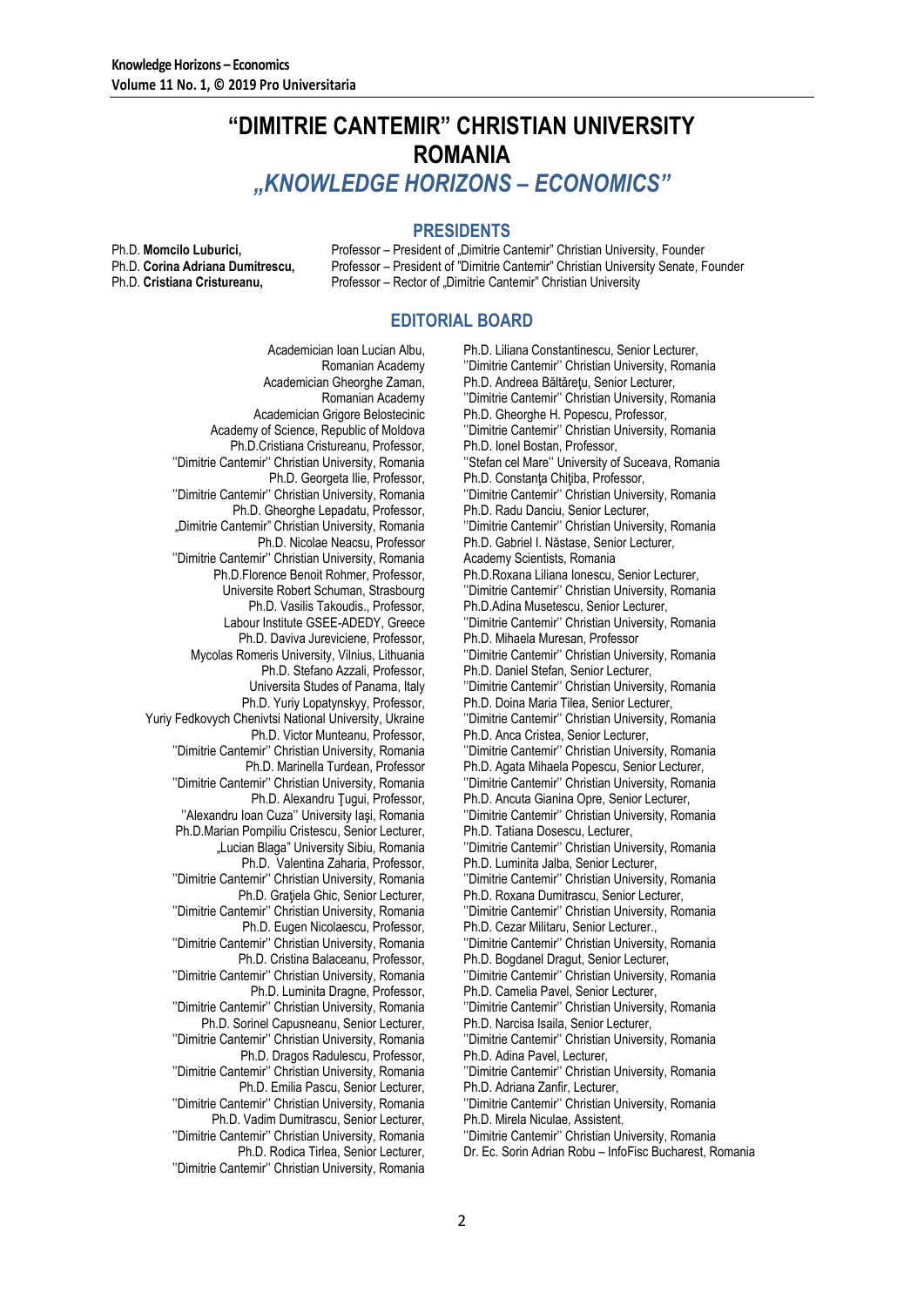# "DIMITRIE CANTEMIR" CHRISTIAN UNIVERSITY ROMANIA

## *„KNOWLEDGE HORIZONS – ECONOMICS"*

### PRESIDENTS

Ph.D. **Momcilo Luburici,** Professor – President of „Dimitrie Cantemir" Christian University, Founder
Ph.D. **Corina Adriana Dumitrescu,** Professor – President of "Dimitrie Cantemir" Christian University Senate, Founder
Ph.D. **Cristiana Cristureanu,** Professor – Rector of „Dimitrie Cantemir" Christian University

### EDITORIAL BOARD

Academician Ioan Lucian Albu, Romanian Academy
Academician Gheorghe Zaman, Romanian Academy
Academician Grigore Belostecinic Academy of Science, Republic of Moldova
Ph.D.Cristiana Cristureanu, Professor, "Dimitrie Cantemir" Christian University, Romania
Ph.D. Georgeta Ilie, Professor, "Dimitrie Cantemir" Christian University, Romania
Ph.D. Gheorghe Lepadatu, Professor, „Dimitrie Cantemir" Christian University, Romania
Ph.D. Nicolae Neacsu, Professor "Dimitrie Cantemir" Christian University, Romania
Ph.D.Florence Benoit Rohmer, Professor, Universite Robert Schuman, Strasbourg
Ph.D. Vasilis Takoudis., Professor, Labour Institute GSEE-ADEDY, Greece
Ph.D. Daviva Jureviciene, Professor, Mycolas Romeris University, Vilnius, Lithuania
Ph.D. Stefano Azzali, Professor, Universita Studes of Panama, Italy
Ph.D. Yuriy Lopatynskyy, Professor, Yuriy Fedkovych Chenivtsi National University, Ukraine
Ph.D. Victor Munteanu, Professor, "Dimitrie Cantemir" Christian University, Romania
Ph.D. Marinella Turdean, Professor "Dimitrie Cantemir" Christian University, Romania
Ph.D. Alexandru Ţugui, Professor, "Alexandru Ioan Cuza" University Iaşi, Romania
Ph.D.Marian Pompiliu Cristescu, Senior Lecturer, „Lucian Blaga" University Sibiu, Romania
Ph.D. Valentina Zaharia, Professor, "Dimitrie Cantemir" Christian University, Romania
Ph.D. Graţiela Ghic, Senior Lecturer, "Dimitrie Cantemir" Christian University, Romania
Ph.D. Eugen Nicolaescu, Professor, "Dimitrie Cantemir" Christian University, Romania
Ph.D. Cristina Balaceanu, Professor, "Dimitrie Cantemir" Christian University, Romania
Ph.D. Luminita Dragne, Professor, "Dimitrie Cantemir" Christian University, Romania
Ph.D. Sorinel Capusneanu, Senior Lecturer, "Dimitrie Cantemir" Christian University, Romania
Ph.D. Dragos Radulescu, Professor, "Dimitrie Cantemir" Christian University, Romania
Ph.D. Emilia Pascu, Senior Lecturer, "Dimitrie Cantemir" Christian University, Romania
Ph.D. Vadim Dumitrascu, Senior Lecturer, "Dimitrie Cantemir" Christian University, Romania
Ph.D. Rodica Tirlea, Senior Lecturer, "Dimitrie Cantemir" Christian University, Romania
Ph.D. Liliana Constantinescu, Senior Lecturer, "Dimitrie Cantemir" Christian University, Romania
Ph.D. Andreea Băltăreţu, Senior Lecturer, "Dimitrie Cantemir" Christian University, Romania
Ph.D. Gheorghe H. Popescu, Professor, "Dimitrie Cantemir" Christian University, Romania
Ph.D. Ionel Bostan, Professor, "Stefan cel Mare" University of Suceava, Romania
Ph.D. Constanţa Chiţiba, Professor, "Dimitrie Cantemir" Christian University, Romania
Ph.D. Radu Danciu, Senior Lecturer, "Dimitrie Cantemir" Christian University, Romania
Ph.D. Gabriel I. Năstase, Senior Lecturer, Academy Scientists, Romania
Ph.D.Roxana Liliana Ionescu, Senior Lecturer, "Dimitrie Cantemir" Christian University, Romania
Ph.D.Adina Musetescu, Senior Lecturer, "Dimitrie Cantemir" Christian University, Romania
Ph.D. Mihaela Muresan, Professor "Dimitrie Cantemir" Christian University, Romania
Ph.D. Daniel Stefan, Senior Lecturer, "Dimitrie Cantemir" Christian University, Romania
Ph.D. Doina Maria Tilea, Senior Lecturer, "Dimitrie Cantemir" Christian University, Romania
Ph.D. Anca Cristea, Senior Lecturer, "Dimitrie Cantemir" Christian University, Romania
Ph.D. Agata Mihaela Popescu, Senior Lecturer, "Dimitrie Cantemir" Christian University, Romania
Ph.D. Ancuta Gianina Opre, Senior Lecturer, "Dimitrie Cantemir" Christian University, Romania
Ph.D. Tatiana Dosescu, Lecturer, "Dimitrie Cantemir" Christian University, Romania
Ph.D. Luminita Jalba, Senior Lecturer, "Dimitrie Cantemir" Christian University, Romania
Ph.D. Roxana Dumitrascu, Senior Lecturer, "Dimitrie Cantemir" Christian University, Romania
Ph.D. Cezar Militaru, Senior Lecturer., "Dimitrie Cantemir" Christian University, Romania
Ph.D. Bogdanel Dragut, Senior Lecturer, "Dimitrie Cantemir" Christian University, Romania
Ph.D. Camelia Pavel, Senior Lecturer, "Dimitrie Cantemir" Christian University, Romania
Ph.D. Narcisa Isaila, Senior Lecturer, "Dimitrie Cantemir" Christian University, Romania
Ph.D. Adina Pavel, Lecturer, "Dimitrie Cantemir" Christian University, Romania
Ph.D. Adriana Zanfir, Lecturer, "Dimitrie Cantemir" Christian University, Romania
Ph.D. Mirela Niculae, Assistent, "Dimitrie Cantemir" Christian University, Romania
Dr. Ec. Sorin Adrian Robu – InfoFisc Bucharest, Romania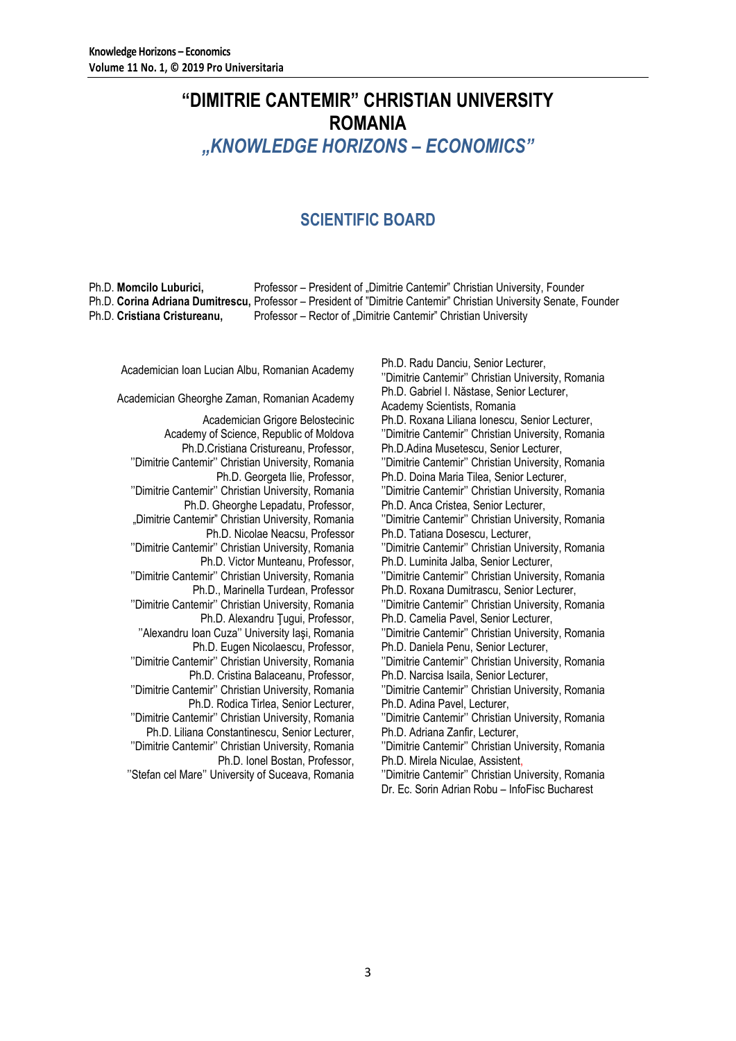# "DIMITRIE CANTEMIR" CHRISTIAN UNIVERSITY ROMANIA

## *„KNOWLEDGE HORIZONS – ECONOMICS"*

## SCIENTIFIC BOARD

Ph.D. **Momcilo Luburici,** Professor – President of „Dimitrie Cantemir" Christian University, Founder
Ph.D. **Corina Adriana Dumitrescu,** Professor – President of "Dimitrie Cantemir" Christian University Senate, Founder
Ph.D. **Cristiana Cristureanu,** Professor – Rector of „Dimitrie Cantemir" Christian University

Academician Ioan Lucian Albu, Romanian Academy

Academician Gheorghe Zaman, Romanian Academy

Academician Grigore Belostecinic
Academy of Science, Republic of Moldova

Ph.D.Cristiana Cristureanu, Professor,
''Dimitrie Cantemir'' Christian University, Romania

Ph.D. Georgeta Ilie, Professor,
''Dimitrie Cantemir'' Christian University, Romania

Ph.D. Gheorghe Lepadatu, Professor,
„Dimitrie Cantemir" Christian University, Romania

Ph.D. Nicolae Neacsu, Professor
''Dimitrie Cantemir'' Christian University, Romania

Ph.D. Victor Munteanu, Professor,
''Dimitrie Cantemir'' Christian University, Romania

Ph.D., Marinella Turdean, Professor
''Dimitrie Cantemir'' Christian University, Romania

Ph.D. Alexandru Ţugui, Professor,
''Alexandru Ioan Cuza'' University Iaşi, Romania

Ph.D. Eugen Nicolaescu, Professor,
''Dimitrie Cantemir'' Christian University, Romania

Ph.D. Cristina Balaceanu, Professor,
''Dimitrie Cantemir'' Christian University, Romania

Ph.D. Rodica Tirlea, Senior Lecturer,
''Dimitrie Cantemir'' Christian University, Romania

Ph.D. Liliana Constantinescu, Senior Lecturer,
''Dimitrie Cantemir'' Christian University, Romania

Ph.D. Ionel Bostan, Professor,
''Stefan cel Mare'' University of Suceava, Romania

Ph.D. Radu Danciu, Senior Lecturer,
''Dimitrie Cantemir'' Christian University, Romania

Ph.D. Gabriel I. Năstase, Senior Lecturer,
Academy Scientists, Romania

Ph.D. Roxana Liliana Ionescu, Senior Lecturer,
''Dimitrie Cantemir'' Christian University, Romania

Ph.D.Adina Musetescu, Senior Lecturer,
''Dimitrie Cantemir'' Christian University, Romania

Ph.D. Doina Maria Tilea, Senior Lecturer,
''Dimitrie Cantemir'' Christian University, Romania

Ph.D. Anca Cristea, Senior Lecturer,
''Dimitrie Cantemir'' Christian University, Romania

Ph.D. Tatiana Dosescu, Lecturer,
''Dimitrie Cantemir'' Christian University, Romania

Ph.D. Luminita Jalba, Senior Lecturer,
''Dimitrie Cantemir'' Christian University, Romania

Ph.D. Roxana Dumitrascu, Senior Lecturer,
''Dimitrie Cantemir'' Christian University, Romania

Ph.D. Camelia Pavel, Senior Lecturer,
''Dimitrie Cantemir'' Christian University, Romania

Ph.D. Daniela Penu, Senior Lecturer,
''Dimitrie Cantemir'' Christian University, Romania

Ph.D. Narcisa Isaila, Senior Lecturer,
''Dimitrie Cantemir'' Christian University, Romania

Ph.D. Adina Pavel, Lecturer,
''Dimitrie Cantemir'' Christian University, Romania

Ph.D. Adriana Zanfir, Lecturer,
''Dimitrie Cantemir'' Christian University, Romania

Ph.D. Mirela Niculae, Assistent,
''Dimitrie Cantemir'' Christian University, Romania

Dr. Ec. Sorin Adrian Robu – InfoFisc Bucharest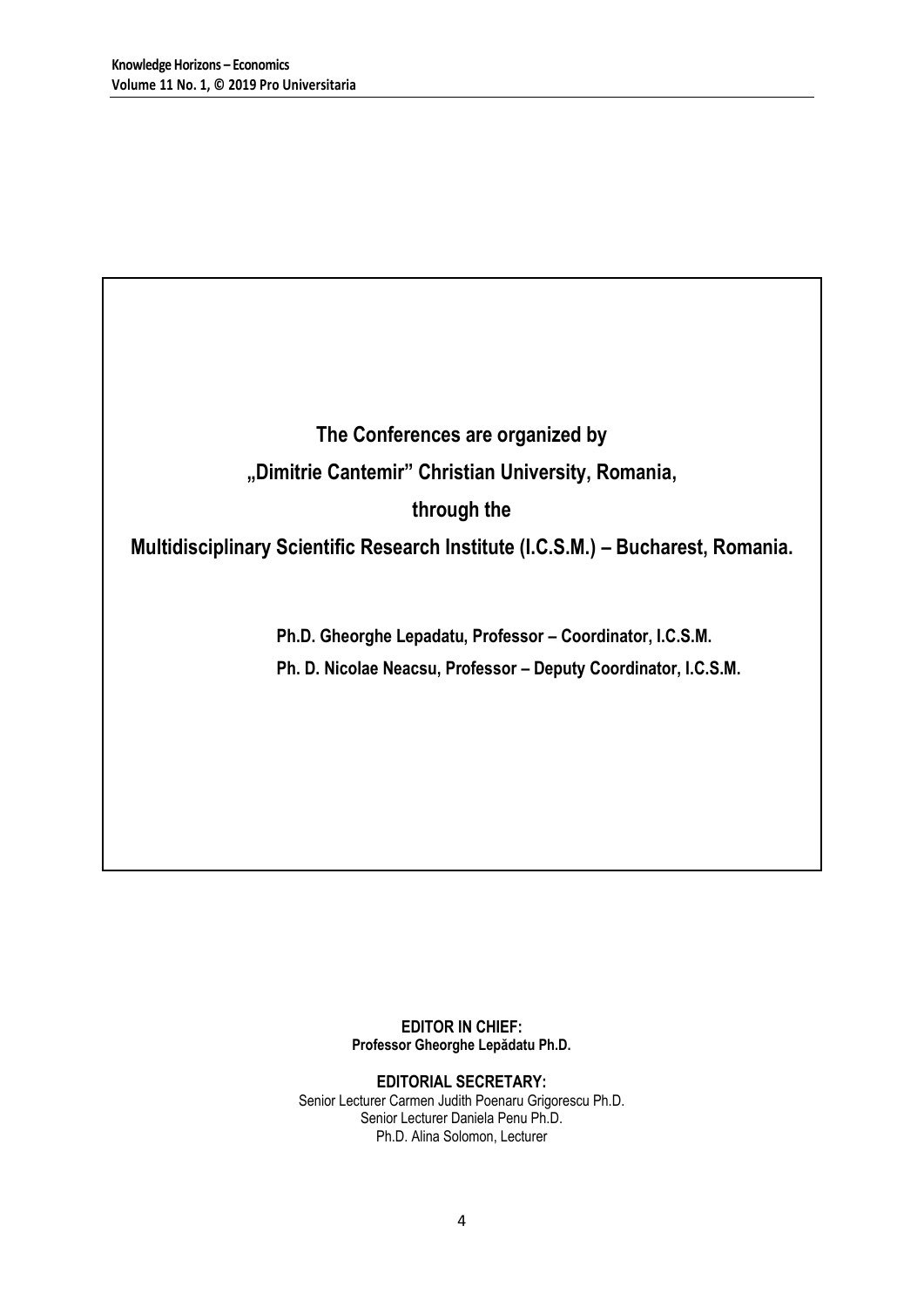**The Conferences are organized by**

**„Dimitrie Cantemir” Christian University, Romania,**

**through the**

**Multidisciplinary Scientific Research Institute (I.C.S.M.) – Bucharest, Romania.**

**Ph.D. Gheorghe Lepadatu, Professor – Coordinator, I.C.S.M.**

**Ph. D. Nicolae Neacsu, Professor – Deputy Coordinator, I.C.S.M.**

**EDITOR IN CHIEF:**
**Professor Gheorghe Lepădatu Ph.D.**

**EDITORIAL SECRETARY:**
Senior Lecturer Carmen Judith Poenaru Grigorescu Ph.D.
Senior Lecturer Daniela Penu Ph.D.
Ph.D. Alina Solomon, Lecturer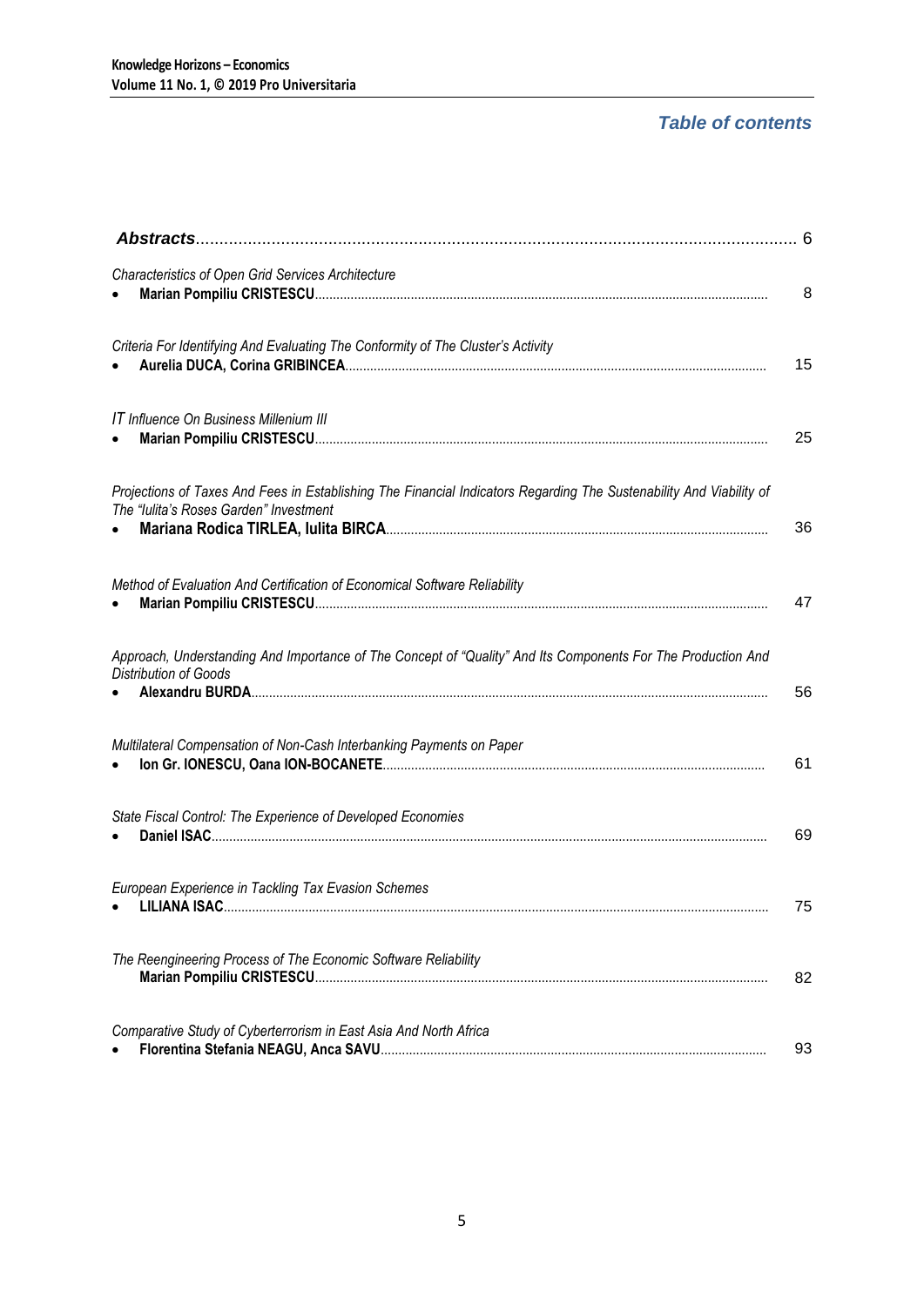## *Table of contents*

***Abstracts*** .......... 6

*Characteristics of Open Grid Services Architecture*
- **Marian Pompiliu CRISTESCU** .......... 8

*Criteria For Identifying And Evaluating The Conformity of The Cluster's Activity*
- **Aurelia DUCA, Corina GRIBINCEA** .......... 15

*IT Influence On Business Millenium III*
- **Marian Pompiliu CRISTESCU** .......... 25

*Projections of Taxes And Fees in Establishing The Financial Indicators Regarding The Sustenability And Viability of The "Iulita's Roses Garden" Investment*
- **Mariana Rodica TIRLEA, Iulita BIRCA** .......... 36

*Method of Evaluation And Certification of Economical Software Reliability*
- **Marian Pompiliu CRISTESCU** .......... 47

*Approach, Understanding And Importance of The Concept of "Quality" And Its Components For The Production And Distribution of Goods*
- **Alexandru BURDA** .......... 56

*Multilateral Compensation of Non-Cash Interbanking Payments on Paper*
- **Ion Gr. IONESCU, Oana ION-BOCANETE** .......... 61

*State Fiscal Control: The Experience of Developed Economies*
- **Daniel ISAC** .......... 69

*European Experience in Tackling Tax Evasion Schemes*
- **LILIANA ISAC** .......... 75

*The Reengineering Process of The Economic Software Reliability*
**Marian Pompiliu CRISTESCU** .......... 82

*Comparative Study of Cyberterrorism in East Asia And North Africa*
- **Florentina Stefania NEAGU, Anca SAVU** .......... 93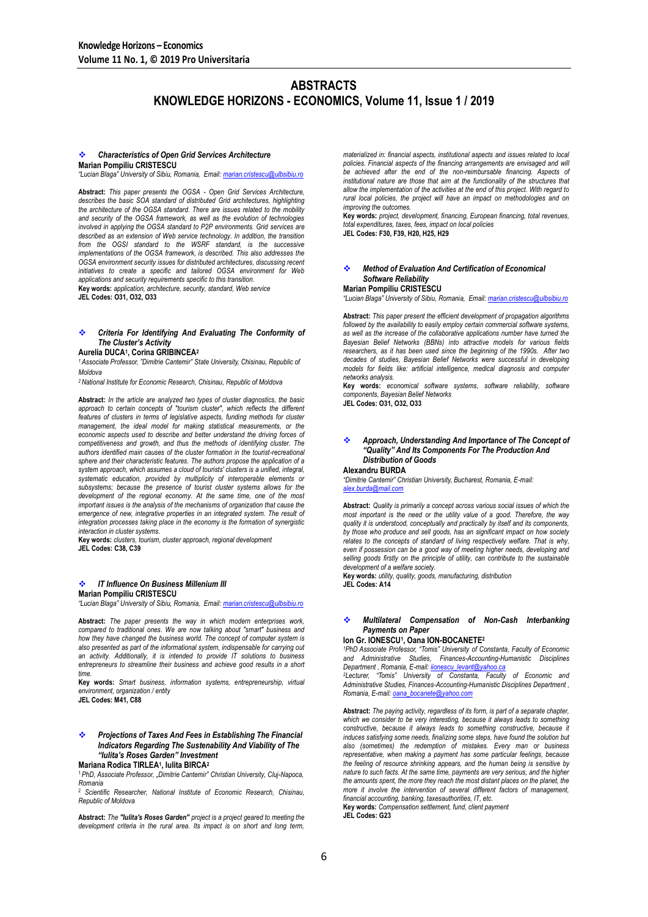# ABSTRACTS
# KNOWLEDGE HORIZONS - ECONOMICS, Volume 11, Issue 1 / 2019

### ❖ *Characteristics of Open Grid Services Architecture*

**Marian Pompiliu CRISTESCU**

*"Lucian Blaga" University of Sibiu, Romania, Email: marian.cristescu@ulbsibiu.ro*

**Abstract:** *This paper presents the OGSA - Open Grid Services Architecture, describes the basic SOA standard of distributed Grid architectures, highlighting the architecture of the OGSA standard. There are issues related to the mobility and security of the OGSA framework, as well as the evolution of technologies involved in applying the OGSA standard to P2P environments. Grid services are described as an extension of Web service technology. In addition, the transition from the OGSI standard to the WSRF standard, is the successive implementations of the OGSA framework, is described. This also addresses the OGSA environment security issues for distributed architectures, discussing recent initiatives to create a specific and tailored OGSA environment for Web applications and security requirements specific to this transition.*

**Key words:** *application, architecture, security, standard, Web service*

**JEL Codes: O31, O32, O33**

### ❖ *Criteria For Identifying And Evaluating The Conformity of The Cluster's Activity*

**Aurelia DUCA[1], Corina GRIBINCEA[2]**

*[1] Associate Professor, "Dimitrie Cantemir" State University, Chisinau, Republic of Moldova*

*[2] National Institute for Economic Research, Chisinau, Republic of Moldova*

**Abstract:** *In the article are analyzed two types of cluster diagnostics, the basic approach to certain concepts of "tourism cluster", which reflects the different features of clusters in terms of legislative aspects, funding methods for cluster management, the ideal model for making statistical measurements, or the economic aspects used to describe and better understand the driving forces of competitiveness and growth, and thus the methods of identifying cluster. The authors identified main causes of the cluster formation in the tourist-recreational sphere and their characteristic features. The authors propose the application of a system approach, which assumes a cloud of tourists' clusters is a unified, integral, systematic education, provided by multiplicity of interoperable elements or subsystems; because the presence of tourist cluster systems allows for the development of the regional economy. At the same time, one of the most important issues is the analysis of the mechanisms of organization that cause the emergence of new, integrative properties in an integrated system. The result of integration processes taking place in the economy is the formation of synergistic interaction in cluster systems.*

**Key words:** *clusters, tourism, cluster approach, regional development*

**JEL Codes: C38, C39**

### ❖ *IT Influence On Business Millenium III*

**Marian Pompiliu CRISTESCU**

*"Lucian Blaga" University of Sibiu, Romania, Email: marian.cristescu@ulbsibiu.ro*

**Abstract:** *The paper presents the way in which modern enterprises work, compared to traditional ones. We are now talking about "smart" business and how they have changed the business world. The concept of computer system is also presented as part of the informational system, indispensable for carrying out an activity. Additionally, it is intended to provide IT solutions to business entrepreneurs to streamline their business and achieve good results in a short time.*

**Key words:** *Smart business, information systems, entrepreneurship, virtual environment, organization / entity*

**JEL Codes: M41, C88**

### ❖ *Projections of Taxes And Fees in Establishing The Financial Indicators Regarding The Sustenability And Viability of The "Iulita's Roses Garden" Investment*

**Mariana Rodica TIRLEA[1], Iulita BIRCA[2]**

*[1] PhD, Associate Professor, „Dimitrie Cantemir" Christian University, Cluj-Napoca, Romania*

*[2] Scientific Researcher, National Institute of Economic Research, Chisinau, Republic of Moldova*

**Abstract:** *The "Iulita's Roses Garden" project is a project geared to meeting the development criteria in the rural area. Its impact is on short and long term, materialized in: financial aspects, institutional aspects and issues related to local policies. Financial aspects of the financing arrangements are envisaged and will be achieved after the end of the non-reimbursable financing. Aspects of institutional nature are those that aim at the functionality of the structures that allow the implementation of the activities at the end of this project. With regard to rural local policies, the project will have an impact on methodologies and on improving the outcomes.*

**Key words:** *project, development, financing, European financing, total revenues, total expenditures, taxes, fees, impact on local policies*

**JEL Codes: F30, F39, H20, H25, H29**

### ❖ *Method of Evaluation And Certification of Economical Software Reliability*

**Marian Pompiliu CRISTESCU**

*"Lucian Blaga" University of Sibiu, Romania, Email: marian.cristescu@ulbsibiu.ro*

**Abstract:** *This paper present the efficient development of propagation algorithms followed by the availability to easily employ certain commercial software systems, as well as the increase of the collaborative applications number have turned the Bayesian Belief Networks (BBNs) into attractive models for various fields researchers, as it has been used since the beginning of the 1990s. After two decades of studies, Bayesian Belief Networks were successful in developing models for fields like: artificial intelligence, medical diagnosis and computer networks analysis.*

**Key words:** *economical software systems, software reliability, software components, Bayesian Belief Networks*

**JEL Codes: O31, O32, O33**

### ❖ *Approach, Understanding And Importance of The Concept of "Quality" And Its Components For The Production And Distribution of Goods*

**Alexandru BURDA**

*"Dimitrie Cantemir" Christian University, Bucharest, Romania, E-mail: alex.burda@mail.com*

**Abstract:** *Quality is primarily a concept across various social issues of which the most important is the need or the utility value of a good. Therefore, the way quality it is understood, conceptually and practically by itself and its components, by those who produce and sell goods, has an significant impact on how society relates to the concepts of standard of living respectively welfare. That is why, even if possession can be a good way of meeting higher needs, developing and selling goods firstly on the principle of utility, can contribute to the sustainable development of a welfare society.*

**Key words:** *utility, quality, goods, manufacturing, distribution*

**JEL Codes: A14**

### ❖ *Multilateral Compensation of Non-Cash Interbanking Payments on Paper*

**Ion Gr. IONESCU[1], Oana ION-BOCANETE[2]**

*[1]PhD Associate Professor, "Tomis" University of Constanta, Faculty of Economic and Administrative Studies, Finances-Accounting-Humanistic Disciplines Department , Romania, E-mail: iionescu_levant@yahoo.ca*

*[2]Lecturer, "Tomis" University of Constanta, Faculty of Economic and Administrative Studies, Finances-Accounting-Humanistic Disciplines Department , Romania, E-mail: oana_bocanete@yahoo.com*

**Abstract:** *The paying activity, regardless of its form, is part of a separate chapter, which we consider to be very interesting, because it always leads to something constructive, because it always leads to something constructive, because it induces satisfying some needs, finalizing some steps, have found the solution but also (sometimes) the redemption of mistakes. Every man or business representative, when making a payment has some particular feelings, because the feeling of resource shrinking appears, and the human being is sensitive by nature to such facts. At the same time, payments are very serious, and the higher the amounts spent, the more they reach the most distant places on the planet, the more it involve the intervention of several different factors of management, financial accounting, banking, taxesauthorities, IT, etc.*

**Key words:** *Compensation settlement, fund, client payment*

**JEL Codes: G23**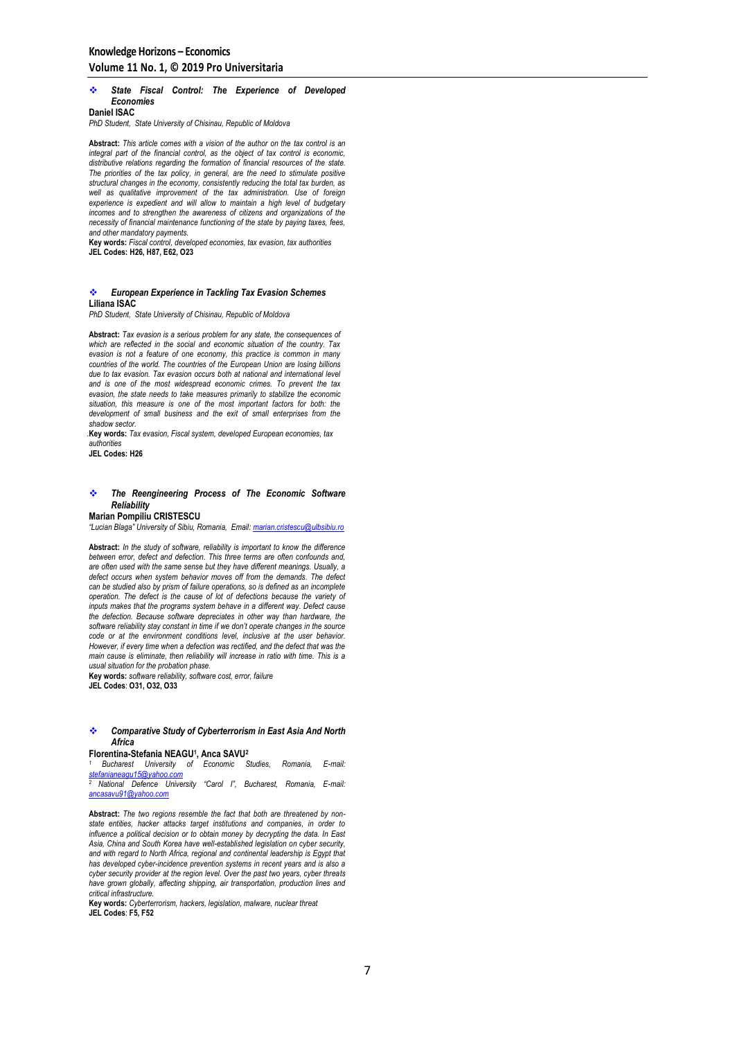## State Fiscal Control: The Experience of Developed Economies

**Daniel ISAC**

*PhD Student, State University of Chisinau, Republic of Moldova*

**Abstract:** *This article comes with a vision of the author on the tax control is an integral part of the financial control, as the object of tax control is economic, distributive relations regarding the formation of financial resources of the state. The priorities of the tax policy, in general, are the need to stimulate positive structural changes in the economy, consistently reducing the total tax burden, as well as qualitative improvement of the tax administration. Use of foreign experience is expedient and will allow to maintain a high level of budgetary incomes and to strengthen the awareness of citizens and organizations of the necessity of financial maintenance functioning of the state by paying taxes, fees, and other mandatory payments.*

**Key words:** *Fiscal control, developed economies, tax evasion, tax authorities*

**JEL Codes: H26, H87, E62, O23**

## European Experience in Tackling Tax Evasion Schemes

**Liliana ISAC**

*PhD Student, State University of Chisinau, Republic of Moldova*

**Abstract:** *Tax evasion is a serious problem for any state, the consequences of which are reflected in the social and economic situation of the country. Tax evasion is not a feature of one economy, this practice is common in many countries of the world. The countries of the European Union are losing billions due to tax evasion. Tax evasion occurs both at national and international level and is one of the most widespread economic crimes. To prevent the tax evasion, the state needs to take measures primarily to stabilize the economic situation, this measure is one of the most important factors for both: the development of small business and the exit of small enterprises from the shadow sector.*

**Key words:** *Tax evasion, Fiscal system, developed European economies, tax authorities*

**JEL Codes: H26**

## The Reengineering Process of The Economic Software Reliability

**Marian Pompiliu CRISTESCU**

*"Lucian Blaga" University of Sibiu, Romania, Email: marian.cristescu@ulbsibiu.ro*

**Abstract:** *In the study of software, reliability is important to know the difference between error, defect and defection. This three terms are often confounds and, are often used with the same sense but they have different meanings. Usually, a defect occurs when system behavior moves off from the demands. The defect can be studied also by prism of failure operations, so is defined as an incomplete operation. The defect is the cause of lot of defections because the variety of inputs makes that the programs system behave in a different way. Defect cause the defection. Because software depreciates in other way than hardware, the software reliability stay constant in time if we don't operate changes in the source code or at the environment conditions level, inclusive at the user behavior. However, if every time when a defection was rectified, and the defect that was the main cause is eliminate, then reliability will increase in ratio with time. This is a usual situation for the probation phase.*

**Key words:** *software reliability, software cost, error, failure*

**JEL Codes**: **O31, O32, O33**

## Comparative Study of Cyberterrorism in East Asia And North Africa

**Florentina-Stefania NEAGU[1], Anca SAVU[2]**

*[1] Bucharest University of Economic Studies, Romania, E-mail: stefanianeagu15@yahoo.com*

*[2] National Defence University "Carol I", Bucharest, Romania, E-mail: ancasavu91@yahoo.com*

**Abstract:** *The two regions resemble the fact that both are threatened by non-state entities, hacker attacks target institutions and companies, in order to influence a political decision or to obtain money by decrypting the data. In East Asia, China and South Korea have well-established legislation on cyber security, and with regard to North Africa, regional and continental leadership is Egypt that has developed cyber-incidence prevention systems in recent years and is also a cyber security provider at the region level. Over the past two years, cyber threats have grown globally, affecting shipping, air transportation, production lines and critical infrastructure.*

**Key words:** *Cyberterrorism, hackers, legislation, malware, nuclear threat*

**JEL Codes**: **F5, F52**